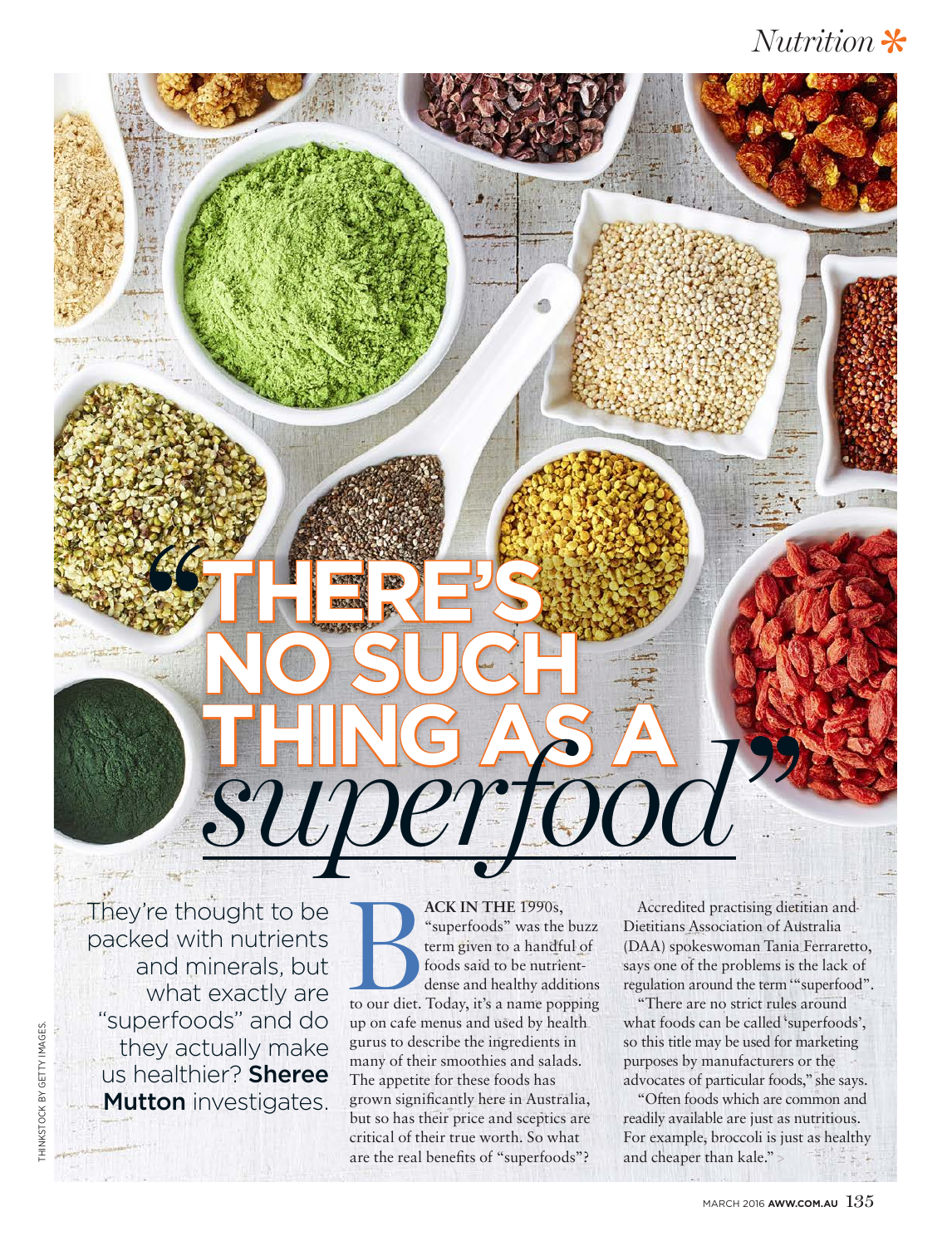# "THERE'S NO SUCH THING AS A *superfood*"

They're thought to be packed with nutrients and minerals, but what exactly are "superfoods" and do they actually make us healthier? **Sheree Mutton** investigates.

THINKSTOCK BY GETTY IMAGES.

**BACK IN THE** 1990s, "superfoods" was the buzz term given to a handful of foods said to be nutrient-dense and healthy additions to our diet. Today, it's a name popping up on cafe menus and used by health gurus to describe the ingredients in many of their smoothies and salads. The appetite for these foods has grown significantly here in Australia, but so has their price and sceptics are critical of their true worth. So what are the real benefits of "superfoods"?

Accredited practising dietitian and Dietitians Association of Australia (DAA) spokeswoman Tania Ferraretto, says one of the problems is the lack of regulation around the term '"superfood".

"There are no strict rules around what foods can be called 'superfoods', so this title may be used for marketing purposes by manufacturers or the advocates of particular foods," she says.

"Often foods which are common and readily available are just as nutritious. For example, broccoli is just as healthy and cheaper than kale." >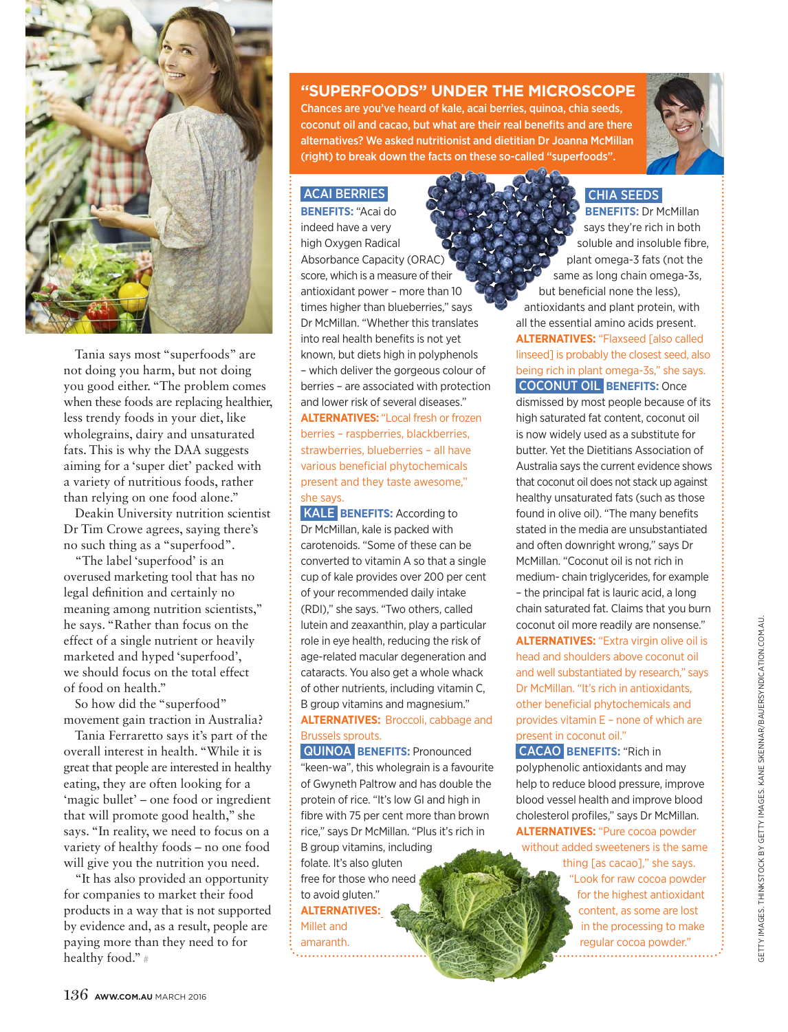Tania says most "superfoods" are not doing you harm, but not doing you good either. "The problem comes when these foods are replacing healthier, less trendy foods in your diet, like wholegrains, dairy and unsaturated fats. This is why the DAA suggests aiming for a 'super diet' packed with a variety of nutritious foods, rather than relying on one food alone."

Deakin University nutrition scientist Dr Tim Crowe agrees, saying there's no such thing as a "superfood".

"The label 'superfood' is an overused marketing tool that has no legal definition and certainly no meaning among nutrition scientists," he says. "Rather than focus on the effect of a single nutrient or heavily marketed and hyped 'superfood', we should focus on the total effect of food on health."

So how did the "superfood" movement gain traction in Australia?

Tania Ferraretto says it's part of the overall interest in health. "While it is great that people are interested in healthy eating, they are often looking for a 'magic bullet' – one food or ingredient that will promote good health," she says. "In reality, we need to focus on a variety of healthy foods – no one food will give you the nutrition you need.

"It has also provided an opportunity for companies to market their food products in a way that is not supported by evidence and, as a result, people are paying more than they need to for healthy food." #

## "SUPERFOODS" UNDER THE MICROSCOPE

**Chances are you've heard of kale, acai berries, quinoa, chia seeds, coconut oil and cacao, but what are their real benefits and are there alternatives? We asked nutritionist and dietitian Dr Joanna McMillan (right) to break down the facts on these so-called "superfoods".**

### ACAI BERRIES

**BENEFITS:** "Acai do indeed have a very high Oxygen Radical Absorbance Capacity (ORAC) score, which is a measure of their antioxidant power – more than 10 times higher than blueberries," says Dr McMillan. "Whether this translates into real health benefits is not yet known, but diets high in polyphenols – which deliver the gorgeous colour of berries – are associated with protection and lower risk of several diseases."

**ALTERNATIVES:** "Local fresh or frozen berries – raspberries, blackberries, strawberries, blueberries – all have various beneficial phytochemicals present and they taste awesome," she says.

### KALE

**BENEFITS:** According to Dr McMillan, kale is packed with carotenoids. "Some of these can be converted to vitamin A so that a single cup of kale provides over 200 per cent of your recommended daily intake (RDI)," she says. "Two others, called lutein and zeaxanthin, play a particular role in eye health, reducing the risk of age-related macular degeneration and cataracts. You also get a whole whack of other nutrients, including vitamin C, B group vitamins and magnesium."

**ALTERNATIVES:** Broccoli, cabbage and Brussels sprouts.

### QUINOA

**BENEFITS:** Pronounced "keen-wa", this wholegrain is a favourite of Gwyneth Paltrow and has double the protein of rice. "It's low GI and high in fibre with 75 per cent more than brown rice," says Dr McMillan. "Plus it's rich in B group vitamins, including folate. It's also gluten free for those who need to avoid gluten."

**ALTERNATIVES:** Millet and amaranth.

### CHIA SEEDS

**BENEFITS:** Dr McMillan says they're rich in both soluble and insoluble fibre, plant omega-3 fats (not the same as long chain omega-3s, but beneficial none the less), antioxidants and plant protein, with all the essential amino acids present.

**ALTERNATIVES:** "Flaxseed [also called linseed] is probably the closest seed, also being rich in plant omega-3s," she says.

### COCONUT OIL

**BENEFITS:** Once dismissed by most people because of its high saturated fat content, coconut oil is now widely used as a substitute for butter. Yet the Dietitians Association of Australia says the current evidence shows that coconut oil does not stack up against healthy unsaturated fats (such as those found in olive oil). "The many benefits stated in the media are unsubstantiated and often downright wrong," says Dr McMillan. "Coconut oil is not rich in medium- chain triglycerides, for example – the principal fat is lauric acid, a long chain saturated fat. Claims that you burn coconut oil more readily are nonsense."

**ALTERNATIVES:** "Extra virgin olive oil is head and shoulders above coconut oil and well substantiated by research," says Dr McMillan. "It's rich in antioxidants, other beneficial phytochemicals and provides vitamin E – none of which are present in coconut oil."

### CACAO

**BENEFITS:** "Rich in polyphenolic antioxidants and may help to reduce blood pressure, improve blood vessel health and improve blood cholesterol profiles," says Dr McMillan.

**ALTERNATIVES:** "Pure cocoa powder without added sweeteners is the same thing [as cacao]," she says. "Look for raw cocoa powder for the highest antioxidant content, as some are lost in the processing to make regular cocoa powder."

GETTY IMAGES. THINKSTOCK BY GETTY IMAGES. KANE SKENNAR/BAUERSYNDICATION.COM.AU.